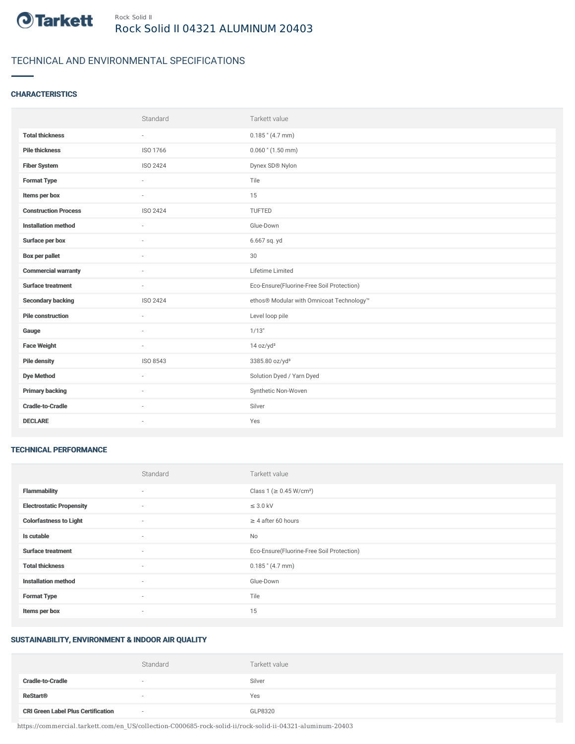Tarkett

Rock Solid II

# Rock Solid II 04321 ALUMINUM 20403

## TECHNICAL AND ENVIRONMENTAL SPECIFICATIONS

### CHARACTERISTICS

| | Standard | Tarkett value |
|---|---|---|
| **Total thickness** | - | 0.185 " (4.7 mm) |
| **Pile thickness** | ISO 1766 | 0.060 " (1.50 mm) |
| **Fiber System** | ISO 2424 | Dynex SD® Nylon |
| **Format Type** | - | Tile |
| **Items per box** | - | 15 |
| **Construction Process** | ISO 2424 | TUFTED |
| **Installation method** | - | Glue-Down |
| **Surface per box** | - | 6.667 sq. yd |
| **Box per pallet** | - | 30 |
| **Commercial warranty** | - | Lifetime Limited |
| **Surface treatment** | - | Eco-Ensure(Fluorine-Free Soil Protection) |
| **Secondary backing** | ISO 2424 | ethos® Modular with Omnicoat Technology™ |
| **Pile construction** | - | Level loop pile |
| **Gauge** | - | 1/13" |
| **Face Weight** | - | 14 oz/yd² |
| **Pile density** | ISO 8543 | 3385.80 oz/yd³ |
| **Dye Method** | - | Solution Dyed / Yarn Dyed |
| **Primary backing** | - | Synthetic Non-Woven |
| **Cradle-to-Cradle** | - | Silver |
| **DECLARE** | - | Yes |

### TECHNICAL PERFORMANCE

| | Standard | Tarkett value |
|---|---|---|
| **Flammability** | - | Class 1 (≥ 0.45 W/cm²) |
| **Electrostatic Propensity** | - | ≤ 3.0 kV |
| **Colorfastness to Light** | - | ≥ 4 after 60 hours |
| **Is cutable** | - | No |
| **Surface treatment** | - | Eco-Ensure(Fluorine-Free Soil Protection) |
| **Total thickness** | - | 0.185 " (4.7 mm) |
| **Installation method** | - | Glue-Down |
| **Format Type** | - | Tile |
| **Items per box** | - | 15 |

### SUSTAINABILITY, ENVIRONMENT & INDOOR AIR QUALITY

| | Standard | Tarkett value |
|---|---|---|
| **Cradle-to-Cradle** | - | Silver |
| **ReStart®** | - | Yes |
| **CRI Green Label Plus Certification** | - | GLP8320 |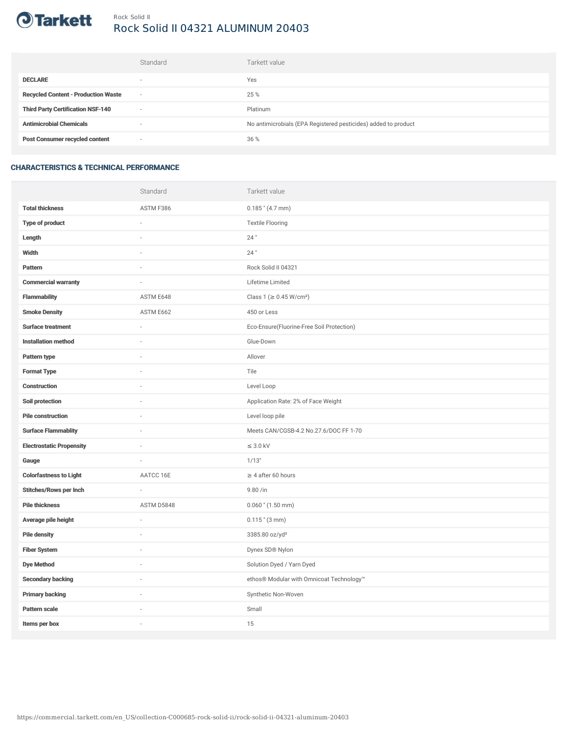Rock Solid II

# Rock Solid II 04321 ALUMINUM 20403

| | Standard | Tarkett value |
|---|---|---|
| **DECLARE** | - | Yes |
| **Recycled Content - Production Waste** | - | 25 % |
| **Third Party Certification NSF-140** | - | Platinum |
| **Antimicrobial Chemicals** | - | No antimicrobials (EPA Registered pesticides) added to product |
| **Post Consumer recycled content** | - | 36 % |

## CHARACTERISTICS & TECHNICAL PERFORMANCE

| | Standard | Tarkett value |
|---|---|---|
| **Total thickness** | ASTM F386 | 0.185 " (4.7 mm) |
| **Type of product** | - | Textile Flooring |
| **Length** | - | 24 " |
| **Width** | - | 24 " |
| **Pattern** | - | Rock Solid II 04321 |
| **Commercial warranty** | - | Lifetime Limited |
| **Flammability** | ASTM E648 | Class 1 (≥ 0.45 W/cm²) |
| **Smoke Density** | ASTM E662 | 450 or Less |
| **Surface treatment** | - | Eco-Ensure(Fluorine-Free Soil Protection) |
| **Installation method** | - | Glue-Down |
| **Pattern type** | - | Allover |
| **Format Type** | - | Tile |
| **Construction** | - | Level Loop |
| **Soil protection** | - | Application Rate: 2% of Face Weight |
| **Pile construction** | - | Level loop pile |
| **Surface Flammablity** | - | Meets CAN/CGSB-4.2 No.27.6/DOC FF 1-70 |
| **Electrostatic Propensity** | - | ≤ 3.0 kV |
| **Gauge** | - | 1/13" |
| **Colorfastness to Light** | AATCC 16E | ≥ 4 after 60 hours |
| **Stitches/Rows per Inch** | - | 9.80 /in |
| **Pile thickness** | ASTM D5848 | 0.060 " (1.50 mm) |
| **Average pile height** | - | 0.115 " (3 mm) |
| **Pile density** | - | 3385.80 oz/yd³ |
| **Fiber System** | - | Dynex SD® Nylon |
| **Dye Method** | - | Solution Dyed / Yarn Dyed |
| **Secondary backing** | - | ethos® Modular with Omnicoat Technology™ |
| **Primary backing** | - | Synthetic Non-Woven |
| **Pattern scale** | - | Small |
| **Items per box** | - | 15 |